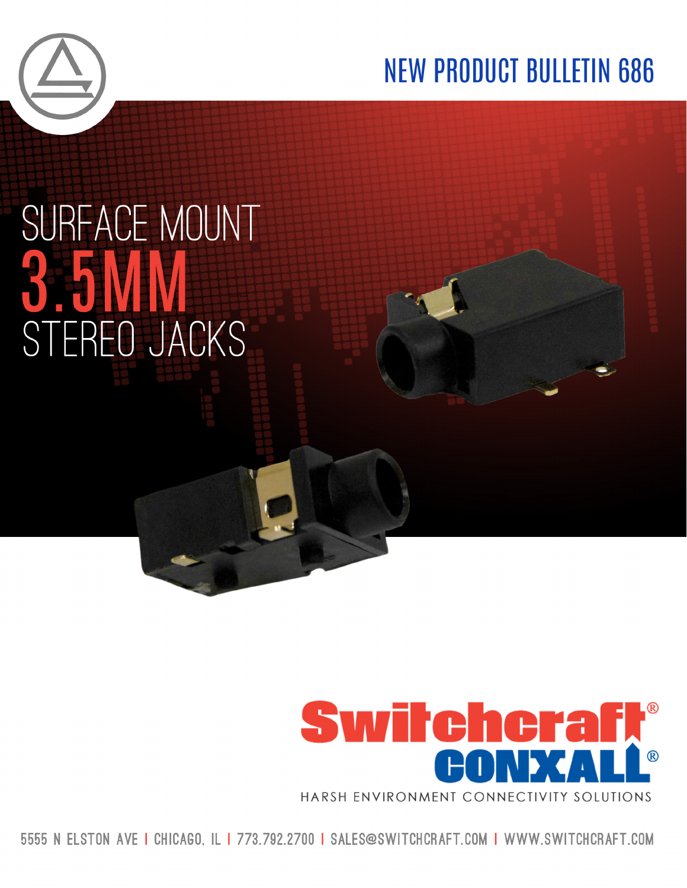NEW PRODUCT BULLETIN 686

# SURFACE MOUNT 3.5MM STEREO JACKS

Switchcraft® CONXALL®

HARSH ENVIRONMENT CONNECTIVITY SOLUTIONS

5555 N ELSTON AVE | CHICAGO, IL | 773.792.2700 | SALES@SWITCHCRAFT.COM | WWW.SWITCHCRAFT.COM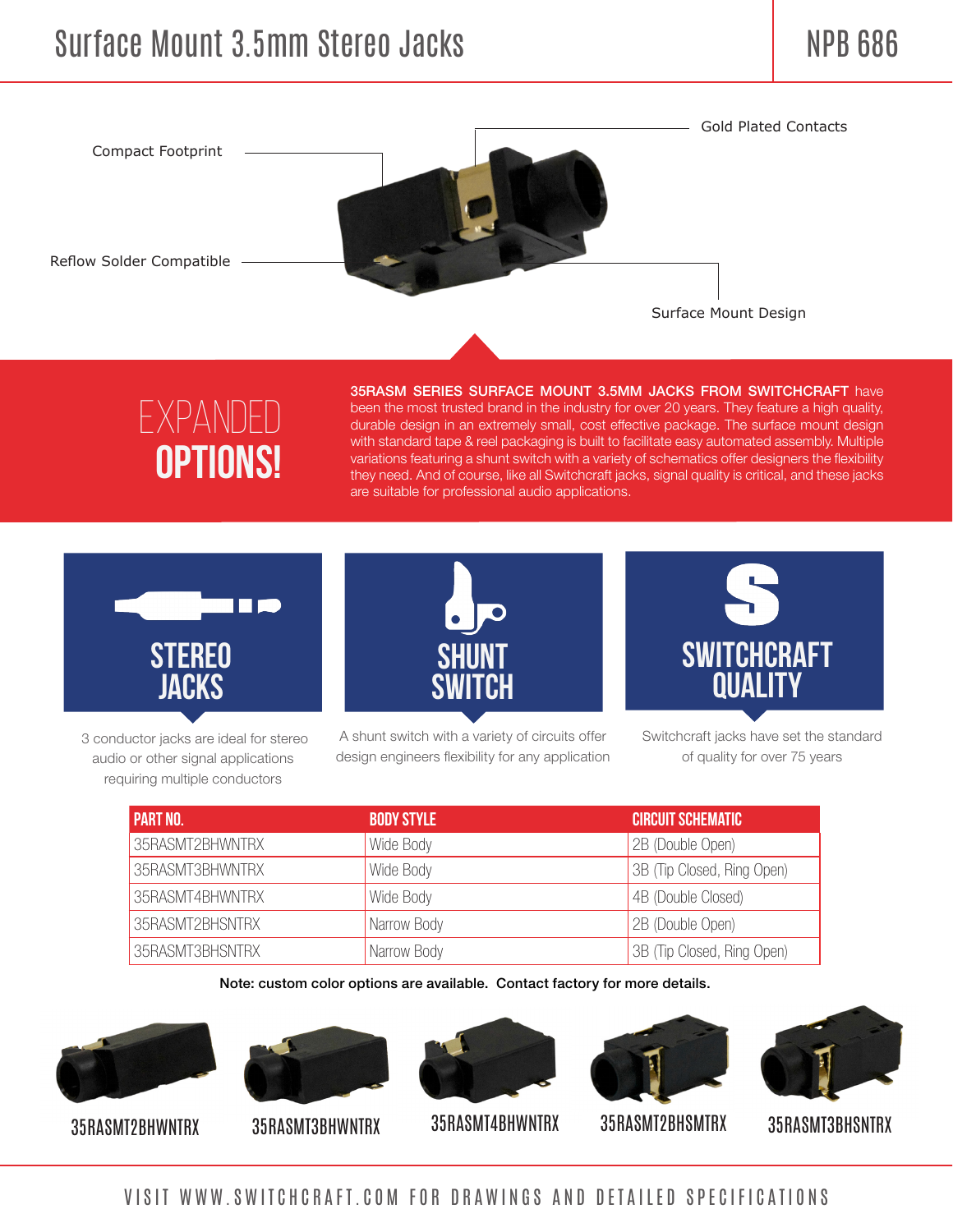# Surface Mount 3.5mm Stereo Jacks

NPB 686

Compact Footprint

Gold Plated Contacts

Reflow Solder Compatible

Surface Mount Design

## EXPANDED **OPTIONS!**

**35RASM SERIES SURFACE MOUNT 3.5MM JACKS FROM SWITCHCRAFT** have been the most trusted brand in the industry for over 20 years. They feature a high quality, durable design in an extremely small, cost effective package. The surface mount design with standard tape & reel packaging is built to facilitate easy automated assembly. Multiple variations featuring a shunt switch with a variety of schematics offer designers the flexibility they need. And of course, like all Switchcraft jacks, signal quality is critical, and these jacks are suitable for professional audio applications.

### STEREO JACKS

3 conductor jacks are ideal for stereo audio or other signal applications requiring multiple conductors

### SHUNT SWITCH

A shunt switch with a variety of circuits offer design engineers flexibility for any application

### SWITCHCRAFT QUALITY

Switchcraft jacks have set the standard of quality for over 75 years

| PART NO. | BODY STYLE | CIRCUIT SCHEMATIC |
|---|---|---|
| 35RASMT2BHWNTRX | Wide Body | 2B (Double Open) |
| 35RASMT3BHWNTRX | Wide Body | 3B (Tip Closed, Ring Open) |
| 35RASMT4BHWNTRX | Wide Body | 4B (Double Closed) |
| 35RASMT2BHSNTRX | Narrow Body | 2B (Double Open) |
| 35RASMT3BHSNTRX | Narrow Body | 3B (Tip Closed, Ring Open) |

**Note: custom color options are available. Contact factory for more details.**

35RASMT2BHWNTRX

35RASMT3BHWNTRX

35RASMT4BHWNTRX

35RASMT2BHSMTRX

35RASMT3BHSNTRX

VISIT WWW.SWITCHCRAFT.COM FOR DRAWINGS AND DETAILED SPECIFICATIONS